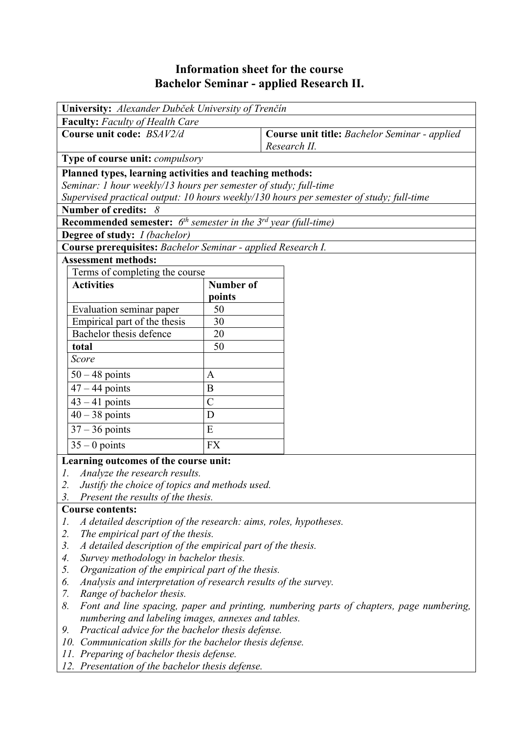# Information sheet for the course
# Bachelor Seminar - applied Research II.

**University:** *Alexander Dubček University of Trenčín*

**Faculty:** *Faculty of Health Care*

**Course unit code:** *BSAV2/d*

**Course unit title:** *Bachelor Seminar - applied Research II.*

**Type of course unit:** *compulsory*

**Planned types, learning activities and teaching methods:**
*Seminar: 1 hour weekly/13 hours per semester of study; full-time*
*Supervised practical output: 10 hours weekly/130 hours per semester of study; full-time*

**Number of credits:** *8*

**Recommended semester:** *6th semester in the 3rd year (full-time)*

**Degree of study:** *I (bachelor)*

**Course prerequisites:** *Bachelor Seminar - applied Research I.*

**Assessment methods:**

Terms of completing the course

| **Activities** | **Number of points** |
|---|---|
| Evaluation seminar paper | 50 |
| Empirical part of the thesis | 30 |
| Bachelor thesis defence | 20 |
| **total** | 50 |
| *Score* | |
| 50 – 48 points | A |
| 47 – 44 points | B |
| 43 – 41 points | C |
| 40 – 38 points | D |
| 37 – 36 points | E |
| 35 – 0 points | FX |

**Learning outcomes of the course unit:**
1. *Analyze the research results.*
2. *Justify the choice of topics and methods used.*
3. *Present the results of the thesis.*

**Course contents:**
1. *A detailed description of the research: aims, roles, hypotheses.*
2. *The empirical part of the thesis.*
3. *A detailed description of the empirical part of the thesis.*
4. *Survey methodology in bachelor thesis.*
5. *Organization of the empirical part of the thesis.*
6. *Analysis and interpretation of research results of the survey.*
7. *Range of bachelor thesis.*
8. *Font and line spacing, paper and printing, numbering parts of chapters, page numbering, numbering and labeling images, annexes and tables.*
9. *Practical advice for the bachelor thesis defense.*
10. *Communication skills for the bachelor thesis defense.*
11. *Preparing of bachelor thesis defense.*
12. *Presentation of the bachelor thesis defense.*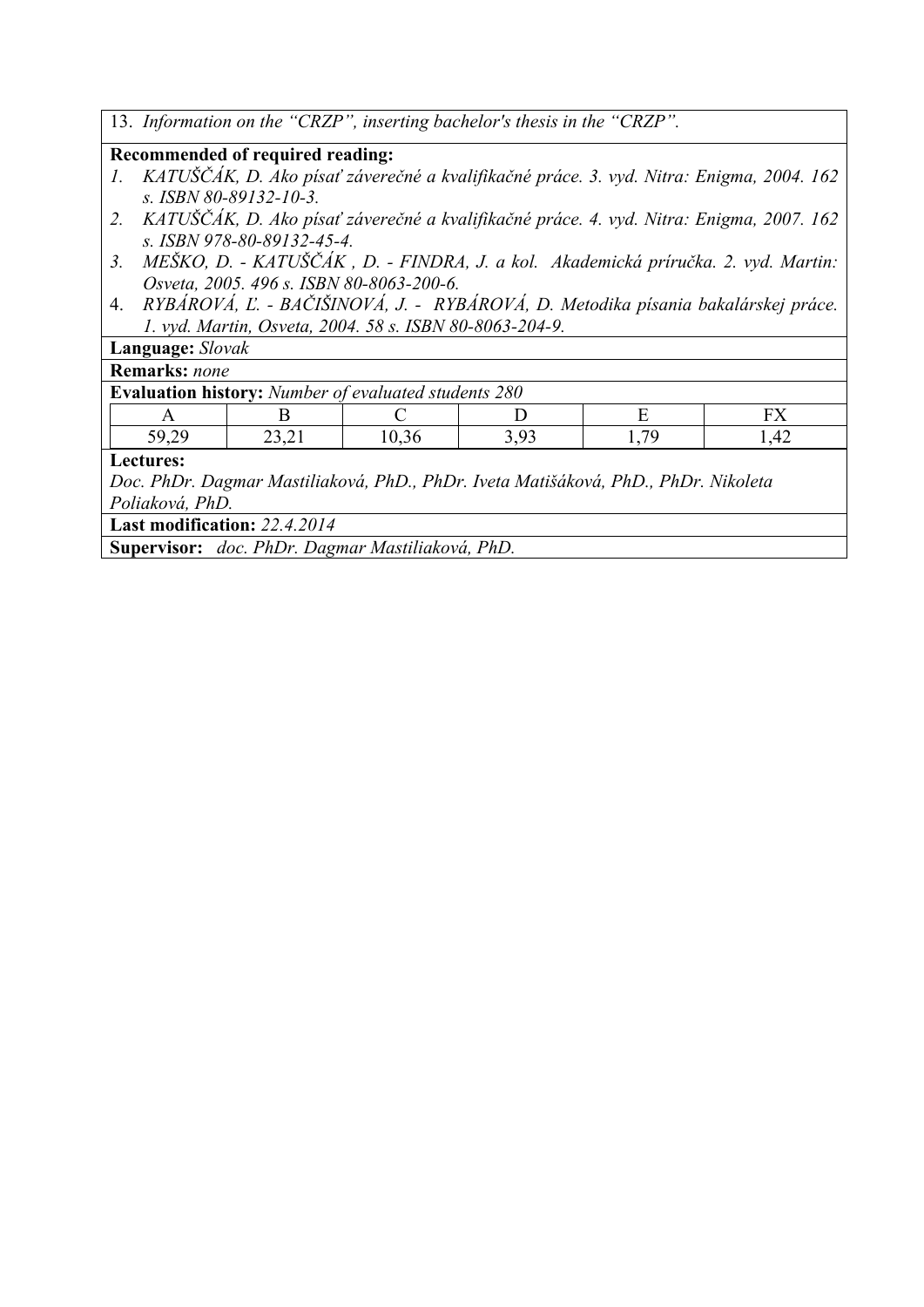13. *Information on the "CRZP", inserting bachelor's thesis in the "CRZP".*

**Recommended of required reading:**

1. *KATUŠČÁK, D. Ako písať záverečné a kvalifikačné práce. 3. vyd. Nitra: Enigma, 2004. 162 s. ISBN 80-89132-10-3.*
2. *KATUŠČÁK, D. Ako písať záverečné a kvalifikačné práce. 4. vyd. Nitra: Enigma, 2007. 162 s. ISBN 978-80-89132-45-4.*
3. *MEŠKO, D. - KATUŠČÁK , D. - FINDRA, J. a kol. Akademická príručka. 2. vyd. Martin: Osveta, 2005. 496 s. ISBN 80-8063-200-6.*
4. *RYBÁROVÁ, Ľ. - BAČIŠINOVÁ, J. - RYBÁROVÁ, D. Metodika písania bakalárskej práce. 1. vyd. Martin, Osveta, 2004. 58 s. ISBN 80-8063-204-9.*

**Language:** *Slovak*

**Remarks:** *none*

**Evaluation history:** *Number of evaluated students 280*

| A | B | C | D | E | FX |
|---|---|---|---|---|---|
| 59,29 | 23,21 | 10,36 | 3,93 | 1,79 | 1,42 |

**Lectures:**

*Doc. PhDr. Dagmar Mastiliaková, PhD., PhDr. Iveta Matišáková, PhD., PhDr. Nikoleta Poliaková, PhD.*

**Last modification:** *22.4.2014*

**Supervisor:** *doc. PhDr. Dagmar Mastiliaková, PhD.*